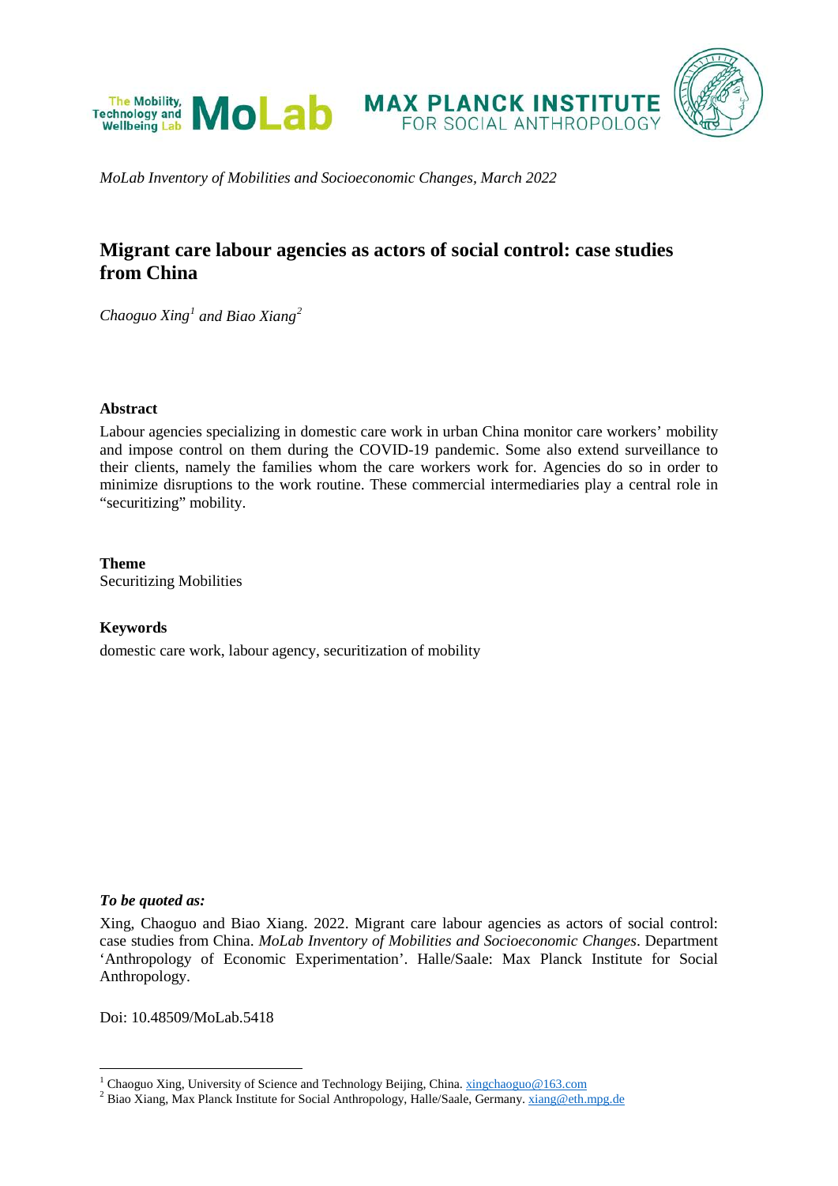*MoLab Inventory of Mobilities and Socioeconomic Changes, March 2022*

# Migrant care labour agencies as actors of social control: case studies from China

*Chaoguo Xing[1] and Biao Xiang[2]*

### Abstract

Labour agencies specializing in domestic care work in urban China monitor care workers' mobility and impose control on them during the COVID-19 pandemic. Some also extend surveillance to their clients, namely the families whom the care workers work for. Agencies do so in order to minimize disruptions to the work routine. These commercial intermediaries play a central role in "securitizing" mobility.

### Theme

Securitizing Mobilities

### Keywords

domestic care work, labour agency, securitization of mobility

***To be quoted as:***

Xing, Chaoguo and Biao Xiang. 2022. Migrant care labour agencies as actors of social control: case studies from China. *MoLab Inventory of Mobilities and Socioeconomic Changes*. Department 'Anthropology of Economic Experimentation'. Halle/Saale: Max Planck Institute for Social Anthropology.

Doi: 10.48509/MoLab.5418

---

[1] Chaoguo Xing, University of Science and Technology Beijing, China. xingchaoguo@163.com

[2] Biao Xiang, Max Planck Institute for Social Anthropology, Halle/Saale, Germany. xiang@eth.mpg.de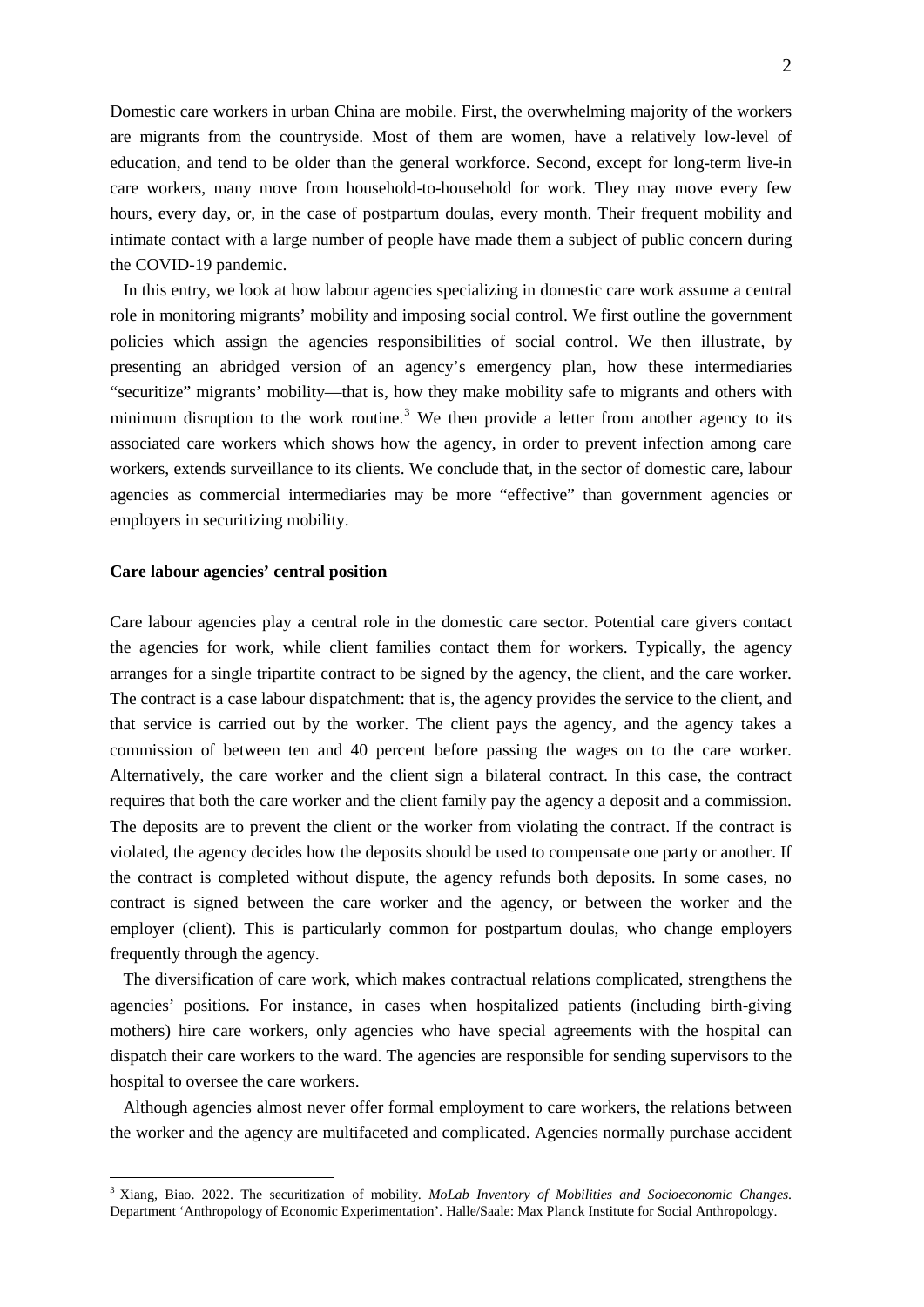Domestic care workers in urban China are mobile. First, the overwhelming majority of the workers are migrants from the countryside. Most of them are women, have a relatively low-level of education, and tend to be older than the general workforce. Second, except for long-term live-in care workers, many move from household-to-household for work. They may move every few hours, every day, or, in the case of postpartum doulas, every month. Their frequent mobility and intimate contact with a large number of people have made them a subject of public concern during the COVID-19 pandemic.

In this entry, we look at how labour agencies specializing in domestic care work assume a central role in monitoring migrants' mobility and imposing social control. We first outline the government policies which assign the agencies responsibilities of social control. We then illustrate, by presenting an abridged version of an agency's emergency plan, how these intermediaries "securitize" migrants' mobility—that is, how they make mobility safe to migrants and others with minimum disruption to the work routine.[3] We then provide a letter from another agency to its associated care workers which shows how the agency, in order to prevent infection among care workers, extends surveillance to its clients. We conclude that, in the sector of domestic care, labour agencies as commercial intermediaries may be more "effective" than government agencies or employers in securitizing mobility.

## Care labour agencies' central position

Care labour agencies play a central role in the domestic care sector. Potential care givers contact the agencies for work, while client families contact them for workers. Typically, the agency arranges for a single tripartite contract to be signed by the agency, the client, and the care worker. The contract is a case labour dispatchment: that is, the agency provides the service to the client, and that service is carried out by the worker. The client pays the agency, and the agency takes a commission of between ten and 40 percent before passing the wages on to the care worker. Alternatively, the care worker and the client sign a bilateral contract. In this case, the contract requires that both the care worker and the client family pay the agency a deposit and a commission. The deposits are to prevent the client or the worker from violating the contract. If the contract is violated, the agency decides how the deposits should be used to compensate one party or another. If the contract is completed without dispute, the agency refunds both deposits. In some cases, no contract is signed between the care worker and the agency, or between the worker and the employer (client). This is particularly common for postpartum doulas, who change employers frequently through the agency.

The diversification of care work, which makes contractual relations complicated, strengthens the agencies' positions. For instance, in cases when hospitalized patients (including birth-giving mothers) hire care workers, only agencies who have special agreements with the hospital can dispatch their care workers to the ward. The agencies are responsible for sending supervisors to the hospital to oversee the care workers.

Although agencies almost never offer formal employment to care workers, the relations between the worker and the agency are multifaceted and complicated. Agencies normally purchase accident

---

[3] Xiang, Biao. 2022. The securitization of mobility. *MoLab Inventory of Mobilities and Socioeconomic Changes.* Department 'Anthropology of Economic Experimentation'. Halle/Saale: Max Planck Institute for Social Anthropology.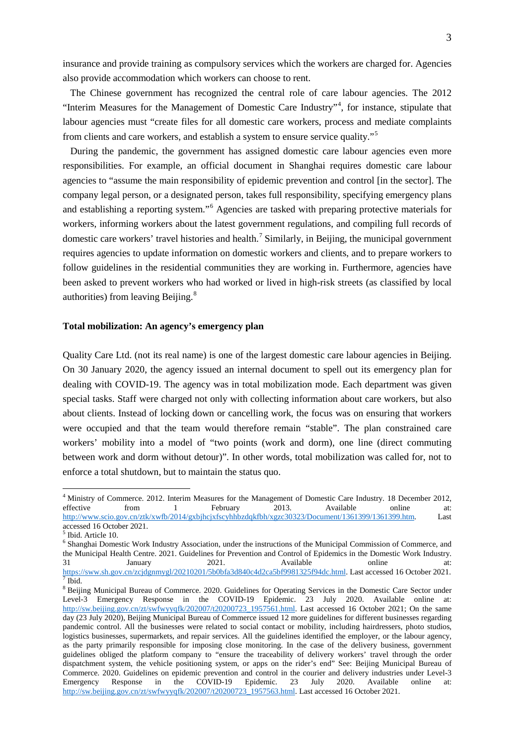insurance and provide training as compulsory services which the workers are charged for. Agencies also provide accommodation which workers can choose to rent.

The Chinese government has recognized the central role of care labour agencies. The 2012 "Interim Measures for the Management of Domestic Care Industry"[4], for instance, stipulate that labour agencies must "create files for all domestic care workers, process and mediate complaints from clients and care workers, and establish a system to ensure service quality."[5]

During the pandemic, the government has assigned domestic care labour agencies even more responsibilities. For example, an official document in Shanghai requires domestic care labour agencies to "assume the main responsibility of epidemic prevention and control [in the sector]. The company legal person, or a designated person, takes full responsibility, specifying emergency plans and establishing a reporting system."[6] Agencies are tasked with preparing protective materials for workers, informing workers about the latest government regulations, and compiling full records of domestic care workers' travel histories and health.[7] Similarly, in Beijing, the municipal government requires agencies to update information on domestic workers and clients, and to prepare workers to follow guidelines in the residential communities they are working in. Furthermore, agencies have been asked to prevent workers who had worked or lived in high-risk streets (as classified by local authorities) from leaving Beijing.[8]

**Total mobilization: An agency's emergency plan**

Quality Care Ltd. (not its real name) is one of the largest domestic care labour agencies in Beijing. On 30 January 2020, the agency issued an internal document to spell out its emergency plan for dealing with COVID-19. The agency was in total mobilization mode. Each department was given special tasks. Staff were charged not only with collecting information about care workers, but also about clients. Instead of locking down or cancelling work, the focus was on ensuring that workers were occupied and that the team would therefore remain "stable". The plan constrained care workers' mobility into a model of "two points (work and dorm), one line (direct commuting between work and dorm without detour)". In other words, total mobilization was called for, not to enforce a total shutdown, but to maintain the status quo.

---

[4] Ministry of Commerce. 2012. Interim Measures for the Management of Domestic Care Industry. 18 December 2012, effective from 1 February 2013. Available online at: http://www.scio.gov.cn/ztk/xwfb/2014/gxbjhcjxfscyhhbzdqkfbh/xgzc30323/Document/1361399/1361399.htm. Last accessed 16 October 2021.

[5] Ibid. Article 10.

[6] Shanghai Domestic Work Industry Association, under the instructions of the Municipal Commission of Commerce, and the Municipal Health Centre. 2021. Guidelines for Prevention and Control of Epidemics in the Domestic Work Industry. 31 January 2021. Available online at: https://sww.sh.gov.cn/zcjdgnmygl/20210201/5b0bfa3d840c4d2ca5bf9981325f94dc.html. Last accessed 16 October 2021.

[7] Ibid.

[8] Beijing Municipal Bureau of Commerce. 2020. Guidelines for Operating Services in the Domestic Care Sector under Level-3 Emergency Response in the COVID-19 Epidemic. 23 July 2020. Available online at: http://sw.beijing.gov.cn/zt/swfwyyqfk/202007/t20200723_1957561.html. Last accessed 16 October 2021; On the same day (23 July 2020), Beijing Municipal Bureau of Commerce issued 12 more guidelines for different businesses regarding pandemic control. All the businesses were related to social contact or mobility, including hairdressers, photo studios, logistics businesses, supermarkets, and repair services. All the guidelines identified the employer, or the labour agency, as the party primarily responsible for imposing close monitoring. In the case of the delivery business, government guidelines obliged the platform company to "ensure the traceability of delivery workers' travel through the order dispatchment system, the vehicle positioning system, or apps on the rider's end" See: Beijing Municipal Bureau of Commerce. 2020. Guidelines on epidemic prevention and control in the courier and delivery industries under Level-3 Emergency Response in the COVID-19 Epidemic. 23 July 2020. Available online at: http://sw.beijing.gov.cn/zt/swfwyyqfk/202007/t20200723_1957563.html. Last accessed 16 October 2021.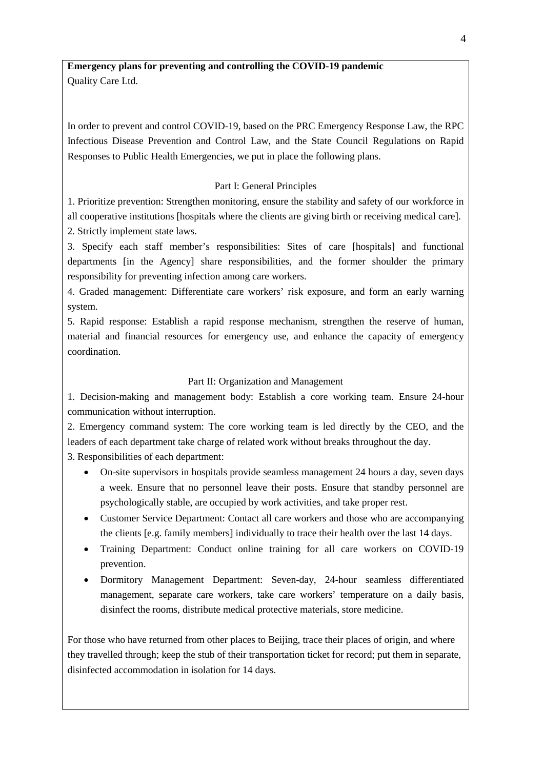**Emergency plans for preventing and controlling the COVID-19 pandemic**
Quality Care Ltd.

In order to prevent and control COVID-19, based on the PRC Emergency Response Law, the RPC Infectious Disease Prevention and Control Law, and the State Council Regulations on Rapid Responses to Public Health Emergencies, we put in place the following plans.

Part I: General Principles

1. Prioritize prevention: Strengthen monitoring, ensure the stability and safety of our workforce in all cooperative institutions [hospitals where the clients are giving birth or receiving medical care].
2. Strictly implement state laws.
3. Specify each staff member's responsibilities: Sites of care [hospitals] and functional departments [in the Agency] share responsibilities, and the former shoulder the primary responsibility for preventing infection among care workers.
4. Graded management: Differentiate care workers' risk exposure, and form an early warning system.
5. Rapid response: Establish a rapid response mechanism, strengthen the reserve of human, material and financial resources for emergency use, and enhance the capacity of emergency coordination.

Part II: Organization and Management

1. Decision-making and management body: Establish a core working team. Ensure 24-hour communication without interruption.
2. Emergency command system: The core working team is led directly by the CEO, and the leaders of each department take charge of related work without breaks throughout the day.
3. Responsibilities of each department:
   - On-site supervisors in hospitals provide seamless management 24 hours a day, seven days a week. Ensure that no personnel leave their posts. Ensure that standby personnel are psychologically stable, are occupied by work activities, and take proper rest.
   - Customer Service Department: Contact all care workers and those who are accompanying the clients [e.g. family members] individually to trace their health over the last 14 days.
   - Training Department: Conduct online training for all care workers on COVID-19 prevention.
   - Dormitory Management Department: Seven-day, 24-hour seamless differentiated management, separate care workers, take care workers' temperature on a daily basis, disinfect the rooms, distribute medical protective materials, store medicine.

For those who have returned from other places to Beijing, trace their places of origin, and where they travelled through; keep the stub of their transportation ticket for record; put them in separate, disinfected accommodation in isolation for 14 days.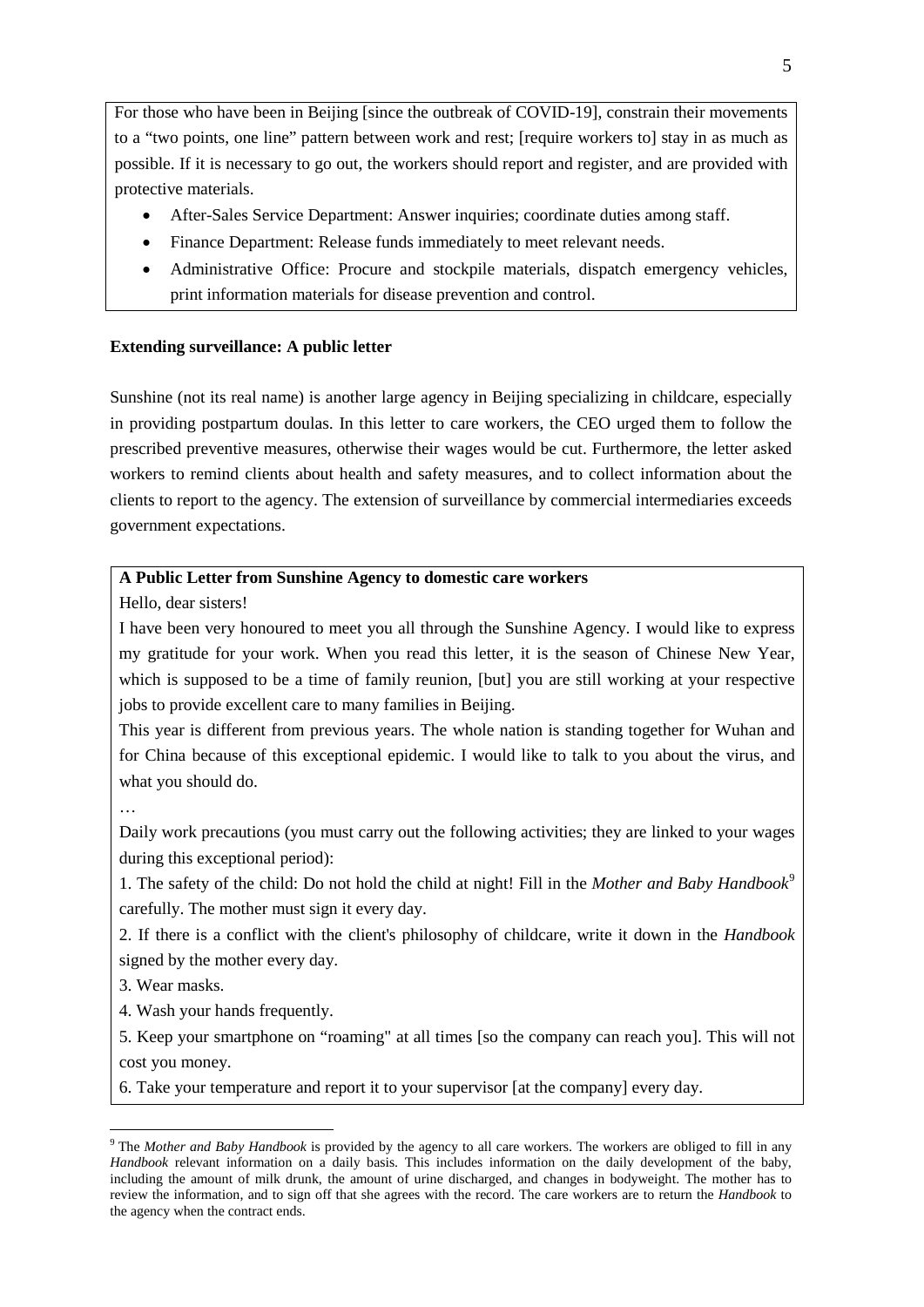For those who have been in Beijing [since the outbreak of COVID-19], constrain their movements to a "two points, one line" pattern between work and rest; [require workers to] stay in as much as possible. If it is necessary to go out, the workers should report and register, and are provided with protective materials.

- After-Sales Service Department: Answer inquiries; coordinate duties among staff.
- Finance Department: Release funds immediately to meet relevant needs.
- Administrative Office: Procure and stockpile materials, dispatch emergency vehicles, print information materials for disease prevention and control.

**Extending surveillance: A public letter**

Sunshine (not its real name) is another large agency in Beijing specializing in childcare, especially in providing postpartum doulas. In this letter to care workers, the CEO urged them to follow the prescribed preventive measures, otherwise their wages would be cut. Furthermore, the letter asked workers to remind clients about health and safety measures, and to collect information about the clients to report to the agency. The extension of surveillance by commercial intermediaries exceeds government expectations.

**A Public Letter from Sunshine Agency to domestic care workers**

Hello, dear sisters!

I have been very honoured to meet you all through the Sunshine Agency. I would like to express my gratitude for your work. When you read this letter, it is the season of Chinese New Year, which is supposed to be a time of family reunion, [but] you are still working at your respective jobs to provide excellent care to many families in Beijing.

This year is different from previous years. The whole nation is standing together for Wuhan and for China because of this exceptional epidemic. I would like to talk to you about the virus, and what you should do.

…

Daily work precautions (you must carry out the following activities; they are linked to your wages during this exceptional period):

1. The safety of the child: Do not hold the child at night! Fill in the *Mother and Baby Handbook*[9] carefully. The mother must sign it every day.

2. If there is a conflict with the client's philosophy of childcare, write it down in the *Handbook* signed by the mother every day.

3. Wear masks.

4. Wash your hands frequently.

5. Keep your smartphone on "roaming" at all times [so the company can reach you]. This will not cost you money.

6. Take your temperature and report it to your supervisor [at the company] every day.

---

[9] The *Mother and Baby Handbook* is provided by the agency to all care workers. The workers are obliged to fill in any *Handbook* relevant information on a daily basis. This includes information on the daily development of the baby, including the amount of milk drunk, the amount of urine discharged, and changes in bodyweight. The mother has to review the information, and to sign off that she agrees with the record. The care workers are to return the *Handbook* to the agency when the contract ends.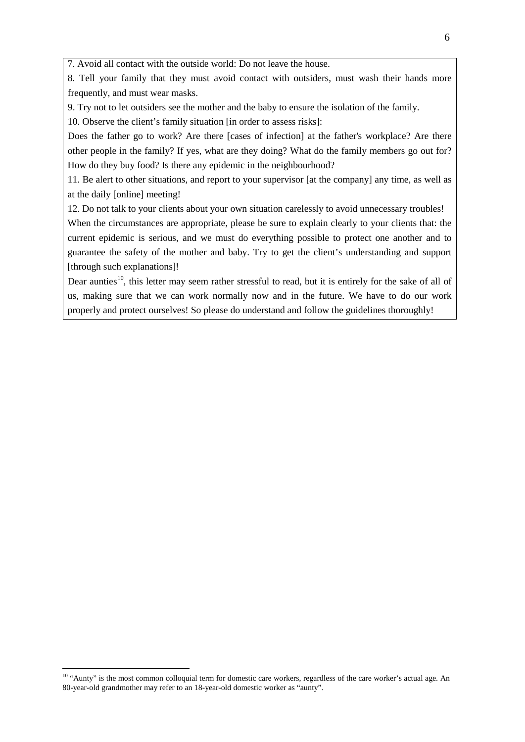7. Avoid all contact with the outside world: Do not leave the house.

8. Tell your family that they must avoid contact with outsiders, must wash their hands more frequently, and must wear masks.

9. Try not to let outsiders see the mother and the baby to ensure the isolation of the family.

10. Observe the client's family situation [in order to assess risks]:

Does the father go to work? Are there [cases of infection] at the father's workplace? Are there other people in the family? If yes, what are they doing? What do the family members go out for? How do they buy food? Is there any epidemic in the neighbourhood?

11. Be alert to other situations, and report to your supervisor [at the company] any time, as well as at the daily [online] meeting!

12. Do not talk to your clients about your own situation carelessly to avoid unnecessary troubles!

When the circumstances are appropriate, please be sure to explain clearly to your clients that: the current epidemic is serious, and we must do everything possible to protect one another and to guarantee the safety of the mother and baby. Try to get the client's understanding and support [through such explanations]!

Dear aunties[10], this letter may seem rather stressful to read, but it is entirely for the sake of all of us, making sure that we can work normally now and in the future. We have to do our work properly and protect ourselves! So please do understand and follow the guidelines thoroughly!

[10] "Aunty" is the most common colloquial term for domestic care workers, regardless of the care worker's actual age. An 80-year-old grandmother may refer to an 18-year-old domestic worker as "aunty".